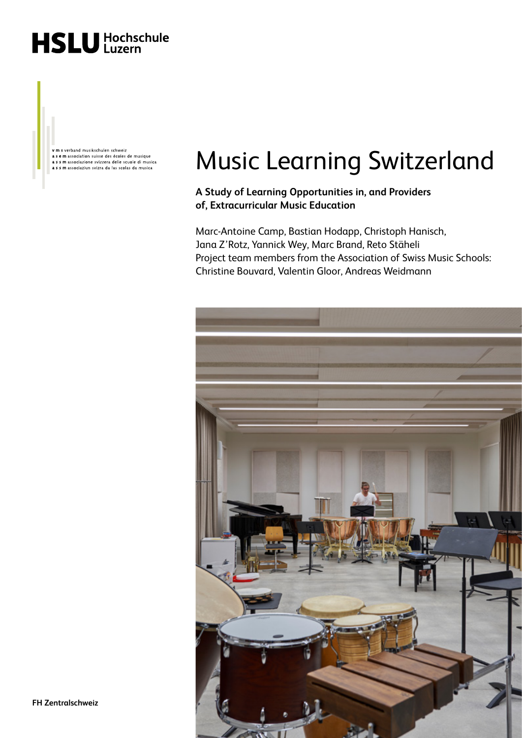HSLU Hochschule Luzern

**v m s** verband musikschulen schweiz
**a s e m** association suisse des écoles de musique
**a s s m** associazione svizzera delle scuole di musica
**a s s m** associaziun svizra da las scolas da musica

# Music Learning Switzerland

**A Study of Learning Opportunities in, and Providers of, Extracurricular Music Education**

Marc-Antoine Camp, Bastian Hodapp, Christoph Hanisch, Jana Z'Rotz, Yannick Wey, Marc Brand, Reto Stäheli
Project team members from the Association of Swiss Music Schools: Christine Bouvard, Valentin Gloor, Andreas Weidmann

**FH Zentralschweiz**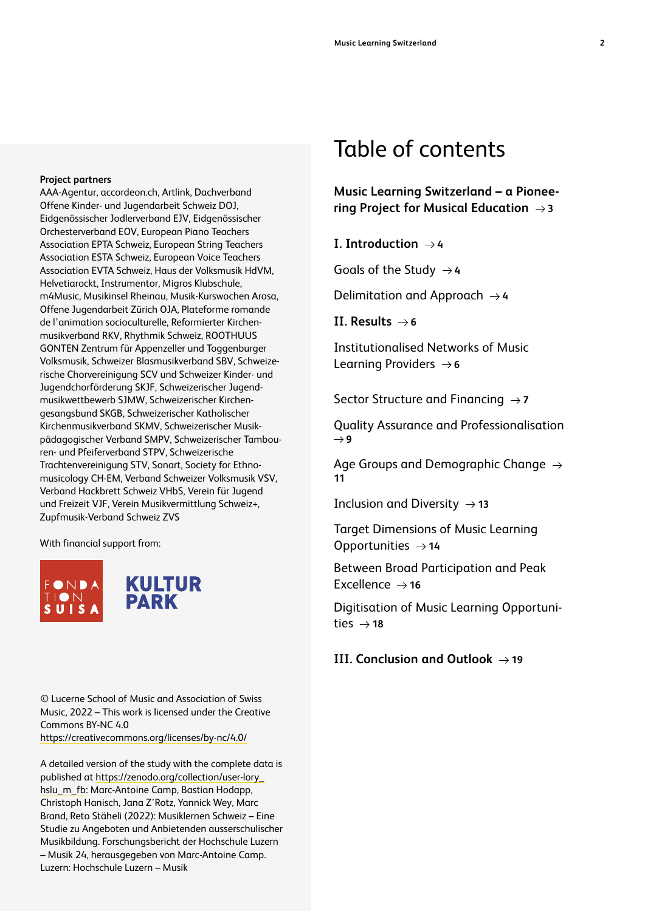**Project partners**
AAA-Agentur, accordeon.ch, Artlink, Dachverband Offene Kinder- und Jugendarbeit Schweiz DOJ, Eidgenössischer Jodlerverband EJV, Eidgenössischer Orchesterverband EOV, European Piano Teachers Association EPTA Schweiz, European String Teachers Association ESTA Schweiz, European Voice Teachers Association EVTA Schweiz, Haus der Volksmusik HdVM, Helvetiarockt, Instrumentor, Migros Klubschule, m4Music, Musikinsel Rheinau, Musik-Kurswochen Arosa, Offene Jugendarbeit Zürich OJA, Plateforme romande de l'animation socioculturelle, Reformierter Kirchenmusikverband RKV, Rhythmik Schweiz, ROOTHUUS GONTEN Zentrum für Appenzeller und Toggenburger Volksmusik, Schweizer Blasmusikverband SBV, Schweizerische Chorvereinigung SCV und Schweizer Kinder- und Jugendchorförderung SKJF, Schweizerischer Jugendmusikwettbewerb SJMW, Schweizerischer Kirchengesangsbund SKGB, Schweizerischer Katholischer Kirchenmusikverband SKMV, Schweizerischer Musikpädagogischer Verband SMPV, Schweizerischer Tambouren- und Pfeiferverband STPV, Schweizerische Trachtenvereinigung STV, Sonart, Society for Ethnomusicology CH-EM, Verband Schweizer Volksmusik VSV, Verband Hackbrett Schweiz VHbS, Verein für Jugend und Freizeit VJF, Verein Musikvermittlung Schweiz+, Zupfmusik-Verband Schweiz ZVS

With financial support from:

FONDATION SUISA

KULTUR PARK

© Lucerne School of Music and Association of Swiss Music, 2022 – This work is licensed under the Creative Commons BY-NC 4.0
https://creativecommons.org/licenses/by-nc/4.0/

A detailed version of the study with the complete data is published at https://zenodo.org/collection/user-lory_hslu_m_fb: Marc-Antoine Camp, Bastian Hodapp, Christoph Hanisch, Jana Z'Rotz, Yannick Wey, Marc Brand, Reto Stäheli (2022): Musiklernen Schweiz – Eine Studie zu Angeboten und Anbietenden ausserschulischer Musikbildung. Forschungsbericht der Hochschule Luzern – Musik 24, herausgegeben von Marc-Antoine Camp. Luzern: Hochschule Luzern – Musik

# Table of contents

**Music Learning Switzerland – a Pioneering Project for Musical Education** → 3

**I. Introduction** → 4

Goals of the Study → 4

Delimitation and Approach → 4

**II. Results** → 6

Institutionalised Networks of Music Learning Providers → 6

Sector Structure and Financing → 7

Quality Assurance and Professionalisation → 9

Age Groups and Demographic Change → 11

Inclusion and Diversity → 13

Target Dimensions of Music Learning Opportunities → 14

Between Broad Participation and Peak Excellence → 16

Digitisation of Music Learning Opportunities → 18

**III. Conclusion and Outlook** → 19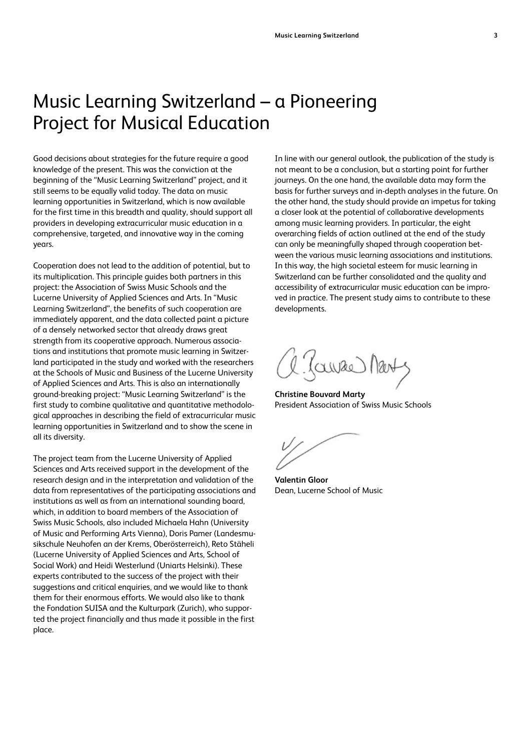# Music Learning Switzerland – a Pioneering Project for Musical Education

Good decisions about strategies for the future require a good knowledge of the present. This was the conviction at the beginning of the "Music Learning Switzerland" project, and it still seems to be equally valid today. The data on music learning opportunities in Switzerland, which is now available for the first time in this breadth and quality, should support all providers in developing extracurricular music education in a comprehensive, targeted, and innovative way in the coming years.

Cooperation does not lead to the addition of potential, but to its multiplication. This principle guides both partners in this project: the Association of Swiss Music Schools and the Lucerne University of Applied Sciences and Arts. In "Music Learning Switzerland", the benefits of such cooperation are immediately apparent, and the data collected paint a picture of a densely networked sector that already draws great strength from its cooperative approach. Numerous associations and institutions that promote music learning in Switzerland participated in the study and worked with the researchers at the Schools of Music and Business of the Lucerne University of Applied Sciences and Arts. This is also an internationally ground-breaking project: "Music Learning Switzerland" is the first study to combine qualitative and quantitative methodological approaches in describing the field of extracurricular music learning opportunities in Switzerland and to show the scene in all its diversity.

The project team from the Lucerne University of Applied Sciences and Arts received support in the development of the research design and in the interpretation and validation of the data from representatives of the participating associations and institutions as well as from an international sounding board, which, in addition to board members of the Association of Swiss Music Schools, also included Michaela Hahn (University of Music and Performing Arts Vienna), Doris Pamer (Landesmusikschule Neuhofen an der Krems, Oberösterreich), Reto Stäheli (Lucerne University of Applied Sciences and Arts, School of Social Work) and Heidi Westerlund (Uniarts Helsinki). These experts contributed to the success of the project with their suggestions and critical enquiries, and we would like to thank them for their enormous efforts. We would also like to thank the Fondation SUISA and the Kulturpark (Zurich), who supported the project financially and thus made it possible in the first place.

In line with our general outlook, the publication of the study is not meant to be a conclusion, but a starting point for further journeys. On the one hand, the available data may form the basis for further surveys and in-depth analyses in the future. On the other hand, the study should provide an impetus for taking a closer look at the potential of collaborative developments among music learning providers. In particular, the eight overarching fields of action outlined at the end of the study can only be meaningfully shaped through cooperation between the various music learning associations and institutions. In this way, the high societal esteem for music learning in Switzerland can be further consolidated and the quality and accessibility of extracurricular music education can be improved in practice. The present study aims to contribute to these developments.

**Christine Bouvard Marty**
President Association of Swiss Music Schools

**Valentin Gloor**
Dean, Lucerne School of Music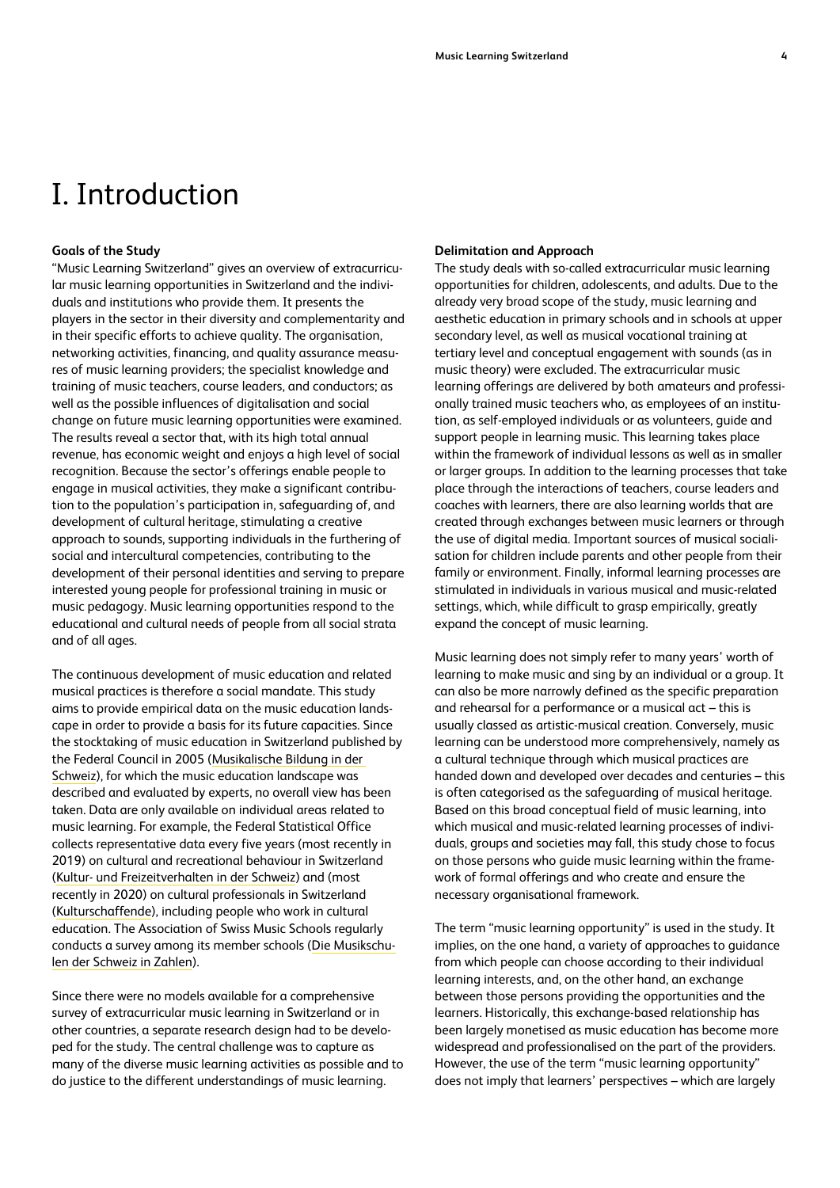# I. Introduction

### Goals of the Study

"Music Learning Switzerland" gives an overview of extracurricular music learning opportunities in Switzerland and the individuals and institutions who provide them. It presents the players in the sector in their diversity and complementarity and in their specific efforts to achieve quality. The organisation, networking activities, financing, and quality assurance measures of music learning providers; the specialist knowledge and training of music teachers, course leaders, and conductors; as well as the possible influences of digitalisation and social change on future music learning opportunities were examined. The results reveal a sector that, with its high total annual revenue, has economic weight and enjoys a high level of social recognition. Because the sector's offerings enable people to engage in musical activities, they make a significant contribution to the population's participation in, safeguarding of, and development of cultural heritage, stimulating a creative approach to sounds, supporting individuals in the furthering of social and intercultural competencies, contributing to the development of their personal identities and serving to prepare interested young people for professional training in music or music pedagogy. Music learning opportunities respond to the educational and cultural needs of people from all social strata and of all ages.

The continuous development of music education and related musical practices is therefore a social mandate. This study aims to provide empirical data on the music education landscape in order to provide a basis for its future capacities. Since the stocktaking of music education in Switzerland published by the Federal Council in 2005 (Musikalische Bildung in der Schweiz), for which the music education landscape was described and evaluated by experts, no overall view has been taken. Data are only available on individual areas related to music learning. For example, the Federal Statistical Office collects representative data every five years (most recently in 2019) on cultural and recreational behaviour in Switzerland (Kultur- und Freizeitverhalten in der Schweiz) and (most recently in 2020) on cultural professionals in Switzerland (Kulturschaffende), including people who work in cultural education. The Association of Swiss Music Schools regularly conducts a survey among its member schools (Die Musikschulen der Schweiz in Zahlen).

Since there were no models available for a comprehensive survey of extracurricular music learning in Switzerland or in other countries, a separate research design had to be developed for the study. The central challenge was to capture as many of the diverse music learning activities as possible and to do justice to the different understandings of music learning.

### Delimitation and Approach

The study deals with so-called extracurricular music learning opportunities for children, adolescents, and adults. Due to the already very broad scope of the study, music learning and aesthetic education in primary schools and in schools at upper secondary level, as well as musical vocational training at tertiary level and conceptual engagement with sounds (as in music theory) were excluded. The extracurricular music learning offerings are delivered by both amateurs and professionally trained music teachers who, as employees of an institution, as self-employed individuals or as volunteers, guide and support people in learning music. This learning takes place within the framework of individual lessons as well as in smaller or larger groups. In addition to the learning processes that take place through the interactions of teachers, course leaders and coaches with learners, there are also learning worlds that are created through exchanges between music learners or through the use of digital media. Important sources of musical socialisation for children include parents and other people from their family or environment. Finally, informal learning processes are stimulated in individuals in various musical and music-related settings, which, while difficult to grasp empirically, greatly expand the concept of music learning.

Music learning does not simply refer to many years' worth of learning to make music and sing by an individual or a group. It can also be more narrowly defined as the specific preparation and rehearsal for a performance or a musical act – this is usually classed as artistic-musical creation. Conversely, music learning can be understood more comprehensively, namely as a cultural technique through which musical practices are handed down and developed over decades and centuries – this is often categorised as the safeguarding of musical heritage. Based on this broad conceptual field of music learning, into which musical and music-related learning processes of individuals, groups and societies may fall, this study chose to focus on those persons who guide music learning within the framework of formal offerings and who create and ensure the necessary organisational framework.

The term "music learning opportunity" is used in the study. It implies, on the one hand, a variety of approaches to guidance from which people can choose according to their individual learning interests, and, on the other hand, an exchange between those persons providing the opportunities and the learners. Historically, this exchange-based relationship has been largely monetised as music education has become more widespread and professionalised on the part of the providers. However, the use of the term "music learning opportunity" does not imply that learners' perspectives – which are largely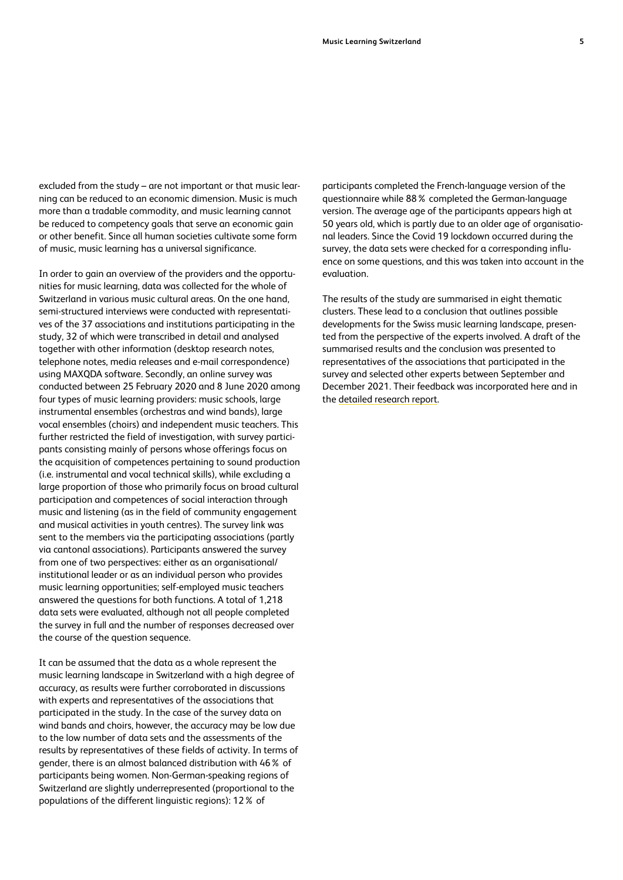excluded from the study – are not important or that music learning can be reduced to an economic dimension. Music is much more than a tradable commodity, and music learning cannot be reduced to competency goals that serve an economic gain or other benefit. Since all human societies cultivate some form of music, music learning has a universal significance.

In order to gain an overview of the providers and the opportunities for music learning, data was collected for the whole of Switzerland in various music cultural areas. On the one hand, semi-structured interviews were conducted with representatives of the 37 associations and institutions participating in the study, 32 of which were transcribed in detail and analysed together with other information (desktop research notes, telephone notes, media releases and e-mail correspondence) using MAXQDA software. Secondly, an online survey was conducted between 25 February 2020 and 8 June 2020 among four types of music learning providers: music schools, large instrumental ensembles (orchestras and wind bands), large vocal ensembles (choirs) and independent music teachers. This further restricted the field of investigation, with survey participants consisting mainly of persons whose offerings focus on the acquisition of competences pertaining to sound production (i.e. instrumental and vocal technical skills), while excluding a large proportion of those who primarily focus on broad cultural participation and competences of social interaction through music and listening (as in the field of community engagement and musical activities in youth centres). The survey link was sent to the members via the participating associations (partly via cantonal associations). Participants answered the survey from one of two perspectives: either as an organisational/institutional leader or as an individual person who provides music learning opportunities; self-employed music teachers answered the questions for both functions. A total of 1,218 data sets were evaluated, although not all people completed the survey in full and the number of responses decreased over the course of the question sequence.

It can be assumed that the data as a whole represent the music learning landscape in Switzerland with a high degree of accuracy, as results were further corroborated in discussions with experts and representatives of the associations that participated in the study. In the case of the survey data on wind bands and choirs, however, the accuracy may be low due to the low number of data sets and the assessments of the results by representatives of these fields of activity. In terms of gender, there is an almost balanced distribution with 46 % of participants being women. Non-German-speaking regions of Switzerland are slightly underrepresented (proportional to the populations of the different linguistic regions): 12 % of participants completed the French-language version of the questionnaire while 88 % completed the German-language version. The average age of the participants appears high at 50 years old, which is partly due to an older age of organisational leaders. Since the Covid 19 lockdown occurred during the survey, the data sets were checked for a corresponding influence on some questions, and this was taken into account in the evaluation.

The results of the study are summarised in eight thematic clusters. These lead to a conclusion that outlines possible developments for the Swiss music learning landscape, presented from the perspective of the experts involved. A draft of the summarised results and the conclusion was presented to representatives of the associations that participated in the survey and selected other experts between September and December 2021. Their feedback was incorporated here and in the detailed research report.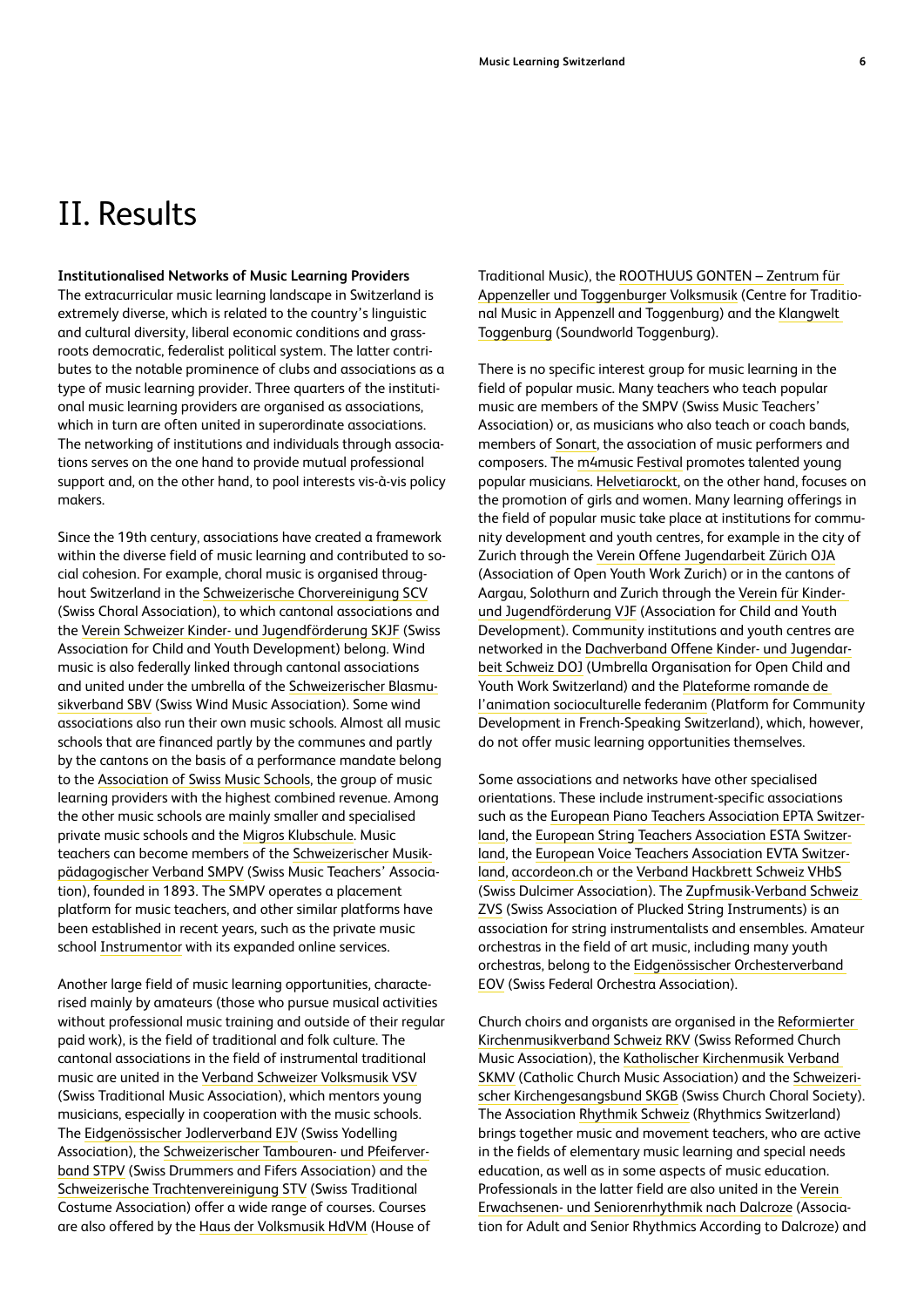# II. Results

**Institutionalised Networks of Music Learning Providers**
The extracurricular music learning landscape in Switzerland is extremely diverse, which is related to the country's linguistic and cultural diversity, liberal economic conditions and grassroots democratic, federalist political system. The latter contributes to the notable prominence of clubs and associations as a type of music learning provider. Three quarters of the institutional music learning providers are organised as associations, which in turn are often united in superordinate associations. The networking of institutions and individuals through associations serves on the one hand to provide mutual professional support and, on the other hand, to pool interests vis-à-vis policy makers.

Since the 19th century, associations have created a framework within the diverse field of music learning and contributed to social cohesion. For example, choral music is organised throughout Switzerland in the Schweizerische Chorvereinigung SCV (Swiss Choral Association), to which cantonal associations and the Verein Schweizer Kinder- und Jugendförderung SKJF (Swiss Association for Child and Youth Development) belong. Wind music is also federally linked through cantonal associations and united under the umbrella of the Schweizerischer Blasmusikverband SBV (Swiss Wind Music Association). Some wind associations also run their own music schools. Almost all music schools that are financed partly by the communes and partly by the cantons on the basis of a performance mandate belong to the Association of Swiss Music Schools, the group of music learning providers with the highest combined revenue. Among the other music schools are mainly smaller and specialised private music schools and the Migros Klubschule. Music teachers can become members of the Schweizerischer Musikpädagogischer Verband SMPV (Swiss Music Teachers' Association), founded in 1893. The SMPV operates a placement platform for music teachers, and other similar platforms have been established in recent years, such as the private music school Instrumentor with its expanded online services.

Another large field of music learning opportunities, characterised mainly by amateurs (those who pursue musical activities without professional music training and outside of their regular paid work), is the field of traditional and folk culture. The cantonal associations in the field of instrumental traditional music are united in the Verband Schweizer Volksmusik VSV (Swiss Traditional Music Association), which mentors young musicians, especially in cooperation with the music schools. The Eidgenössischer Jodlerverband EJV (Swiss Yodelling Association), the Schweizerischer Tambouren- und Pfeiferverband STPV (Swiss Drummers and Fifers Association) and the Schweizerische Trachtenvereinigung STV (Swiss Traditional Costume Association) offer a wide range of courses. Courses are also offered by the Haus der Volksmusik HdVM (House of Traditional Music), the ROOTHUUS GONTEN – Zentrum für Appenzeller und Toggenburger Volksmusik (Centre for Traditional Music in Appenzell and Toggenburg) and the Klangwelt Toggenburg (Soundworld Toggenburg).

There is no specific interest group for music learning in the field of popular music. Many teachers who teach popular music are members of the SMPV (Swiss Music Teachers' Association) or, as musicians who also teach or coach bands, members of Sonart, the association of music performers and composers. The m4music Festival promotes talented young popular musicians. Helvetiarockt, on the other hand, focuses on the promotion of girls and women. Many learning offerings in the field of popular music take place at institutions for community development and youth centres, for example in the city of Zurich through the Verein Offene Jugendarbeit Zürich OJA (Association of Open Youth Work Zurich) or in the cantons of Aargau, Solothurn and Zurich through the Verein für Kinder- und Jugendförderung VJF (Association for Child and Youth Development). Community institutions and youth centres are networked in the Dachverband Offene Kinder- und Jugendarbeit Schweiz DOJ (Umbrella Organisation for Open Child and Youth Work Switzerland) and the Plateforme romande de l'animation socioculturelle federanim (Platform for Community Development in French-Speaking Switzerland), which, however, do not offer music learning opportunities themselves.

Some associations and networks have other specialised orientations. These include instrument-specific associations such as the European Piano Teachers Association EPTA Switzerland, the European String Teachers Association ESTA Switzerland, the European Voice Teachers Association EVTA Switzerland, accordeon.ch or the Verband Hackbrett Schweiz VHbS (Swiss Dulcimer Association). The Zupfmusik-Verband Schweiz ZVS (Swiss Association of Plucked String Instruments) is an association for string instrumentalists and ensembles. Amateur orchestras in the field of art music, including many youth orchestras, belong to the Eidgenössischer Orchesterverband EOV (Swiss Federal Orchestra Association).

Church choirs and organists are organised in the Reformierter Kirchenmusikverband Schweiz RKV (Swiss Reformed Church Music Association), the Katholischer Kirchenmusik Verband SKMV (Catholic Church Music Association) and the Schweizerischer Kirchengesangsbund SKGB (Swiss Church Choral Society). The Association Rhythmik Schweiz (Rhythmics Switzerland) brings together music and movement teachers, who are active in the fields of elementary music learning and special needs education, as well as in some aspects of music education. Professionals in the latter field are also united in the Verein Erwachsenen- und Seniorenrhythmik nach Dalcroze (Association for Adult and Senior Rhythmics According to Dalcroze) and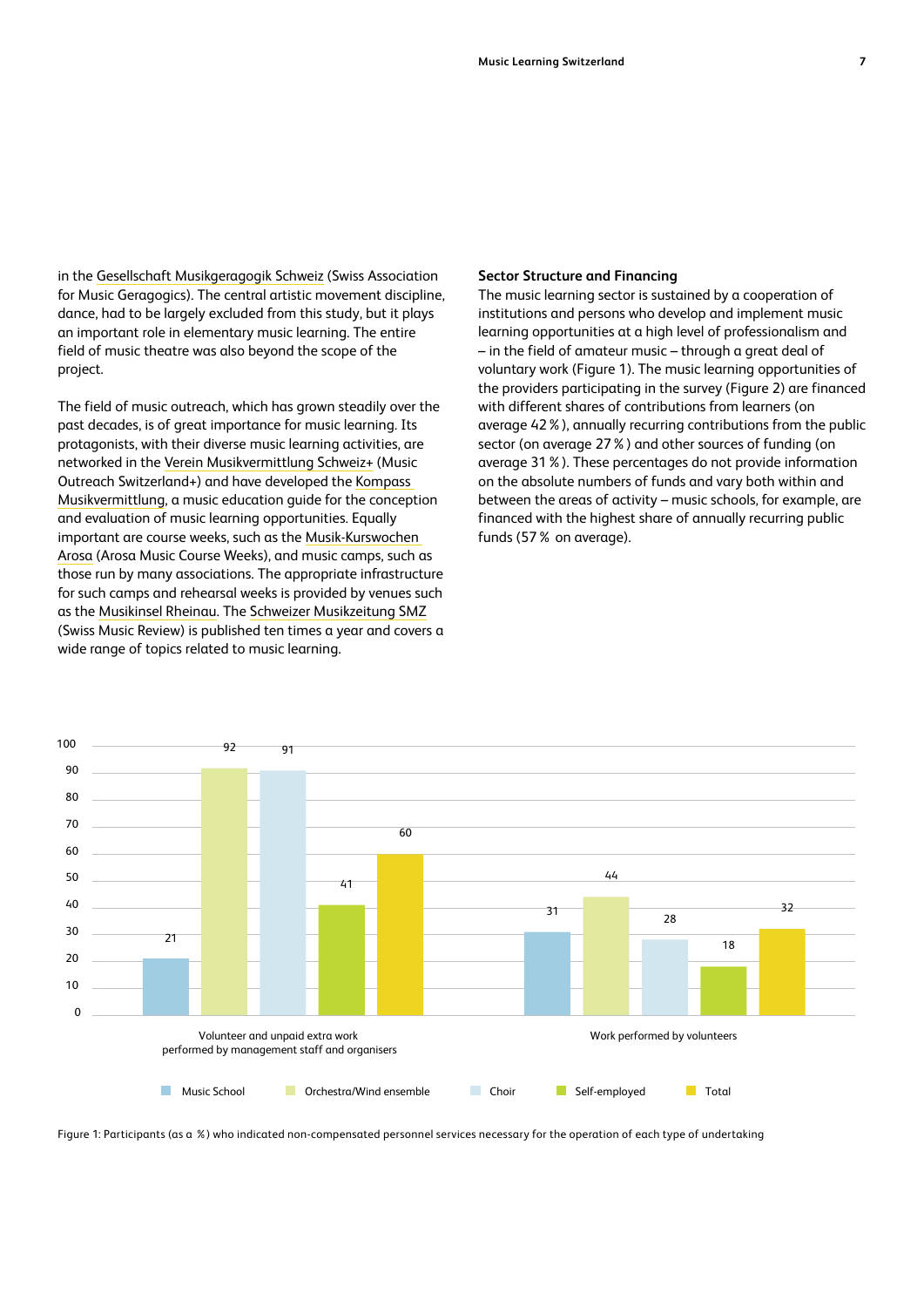in the Gesellschaft Musikgeragogik Schweiz (Swiss Association for Music Geragogics). The central artistic movement discipline, dance, had to be largely excluded from this study, but it plays an important role in elementary music learning. The entire field of music theatre was also beyond the scope of the project.

The field of music outreach, which has grown steadily over the past decades, is of great importance for music learning. Its protagonists, with their diverse music learning activities, are networked in the Verein Musikvermittlung Schweiz+ (Music Outreach Switzerland+) and have developed the Kompass Musikvermittlung, a music education guide for the conception and evaluation of music learning opportunities. Equally important are course weeks, such as the Musik-Kurswochen Arosa (Arosa Music Course Weeks), and music camps, such as those run by many associations. The appropriate infrastructure for such camps and rehearsal weeks is provided by venues such as the Musikinsel Rheinau. The Schweizer Musikzeitung SMZ (Swiss Music Review) is published ten times a year and covers a wide range of topics related to music learning.

## Sector Structure and Financing

The music learning sector is sustained by a cooperation of institutions and persons who develop and implement music learning opportunities at a high level of professionalism and – in the field of amateur music – through a great deal of voluntary work (Figure 1). The music learning opportunities of the providers participating in the survey (Figure 2) are financed with different shares of contributions from learners (on average 42 %), annually recurring contributions from the public sector (on average 27 %) and other sources of funding (on average 31 %). These percentages do not provide information on the absolute numbers of funds and vary both within and between the areas of activity – music schools, for example, are financed with the highest share of annually recurring public funds (57 % on average).

| | Music School | Orchestra/Wind ensemble | Choir | Self-employed | Total |
|---|---|---|---|---|---|
| Volunteer and unpaid extra work performed by management staff and organisers | 21 | 92 | 91 | 41 | 60 |
| Work performed by volunteers | 31 | 44 | 28 | 18 | 32 |

Figure 1: Participants (as a %) who indicated non-compensated personnel services necessary for the operation of each type of undertaking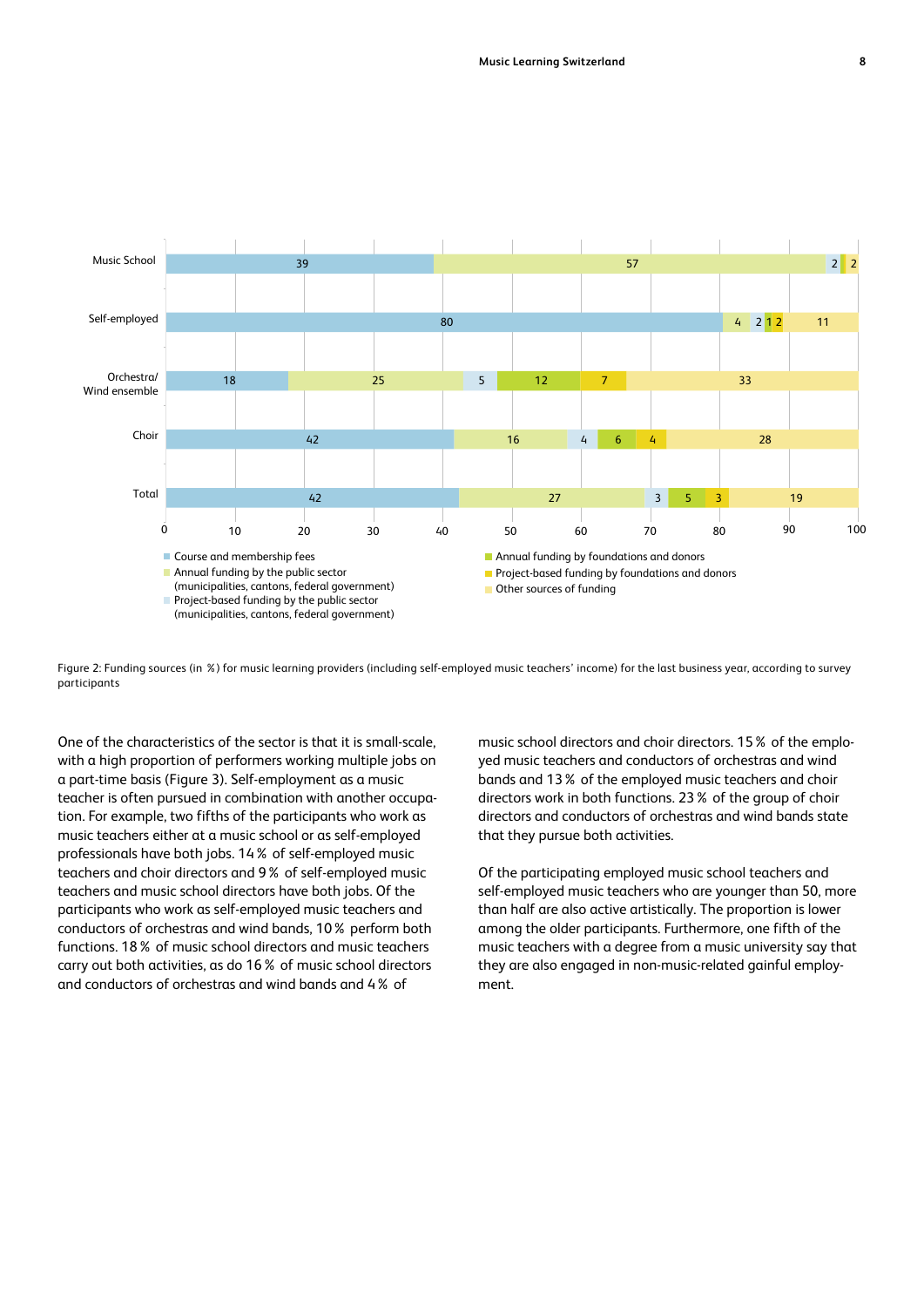| | Course and membership fees | Annual funding by the public sector (municipalities, cantons, federal government) | Project-based funding by the public sector (municipalities, cantons, federal government) | Annual funding by foundations and donors | Project-based funding by foundations and donors | Other sources of funding |
|---|---|---|---|---|---|---|
| Music School | 39 | 57 | 2 | | | 2 |
| Self-employed | 80 | 4 | 2 | 1 | 2 | 11 |
| Orchestra/ Wind ensemble | 18 | 25 | 5 | 12 | 7 | 33 |
| Choir | 42 | 16 | 4 | 6 | 4 | 28 |
| Total | 42 | 27 | 3 | 5 | 3 | 19 |

Figure 2: Funding sources (in %) for music learning providers (including self-employed music teachers' income) for the last business year, according to survey participants

One of the characteristics of the sector is that it is small-scale, with a high proportion of performers working multiple jobs on a part-time basis (Figure 3). Self-employment as a music teacher is often pursued in combination with another occupation. For example, two fifths of the participants who work as music teachers either at a music school or as self-employed professionals have both jobs. 14 % of self-employed music teachers and choir directors and 9 % of self-employed music teachers and music school directors have both jobs. Of the participants who work as self-employed music teachers and conductors of orchestras and wind bands, 10 % perform both functions. 18 % of music school directors and music teachers carry out both activities, as do 16 % of music school directors and conductors of orchestras and wind bands and 4 % of music school directors and choir directors. 15 % of the employed music teachers and conductors of orchestras and wind bands and 13 % of the employed music teachers and choir directors work in both functions. 23 % of the group of choir directors and conductors of orchestras and wind bands state that they pursue both activities.

Of the participating employed music school teachers and self-employed music teachers who are younger than 50, more than half are also active artistically. The proportion is lower among the older participants. Furthermore, one fifth of the music teachers with a degree from a music university say that they are also engaged in non-music-related gainful employment.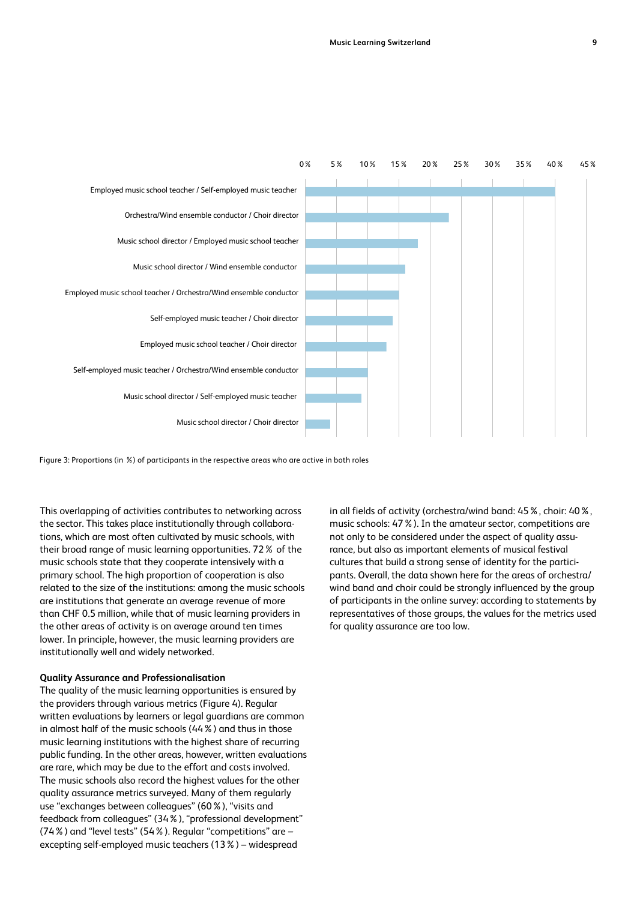Figure 3: Proportions (in %) of participants in the respective areas who are active in both roles

This overlapping of activities contributes to networking across the sector. This takes place institutionally through collaborations, which are most often cultivated by music schools, with their broad range of music learning opportunities. 72 % of the music schools state that they cooperate intensively with a primary school. The high proportion of cooperation is also related to the size of the institutions: among the music schools are institutions that generate an average revenue of more than CHF 0.5 million, while that of music learning providers in the other areas of activity is on average around ten times lower. In principle, however, the music learning providers are institutionally well and widely networked.

### Quality Assurance and Professionalisation

The quality of the music learning opportunities is ensured by the providers through various metrics (Figure 4). Regular written evaluations by learners or legal guardians are common in almost half of the music schools (44 %) and thus in those music learning institutions with the highest share of recurring public funding. In the other areas, however, written evaluations are rare, which may be due to the effort and costs involved. The music schools also record the highest values for the other quality assurance metrics surveyed. Many of them regularly use "exchanges between colleagues" (60 %), "visits and feedback from colleagues" (34 %), "professional development" (74 %) and "level tests" (54 %). Regular "competitions" are – excepting self-employed music teachers (13 %) – widespread in all fields of activity (orchestra/wind band: 45 %, choir: 40 %, music schools: 47 %). In the amateur sector, competitions are not only to be considered under the aspect of quality assurance, but also as important elements of musical festival cultures that build a strong sense of identity for the participants. Overall, the data shown here for the areas of orchestra/wind band and choir could be strongly influenced by the group of participants in the online survey: according to statements by representatives of those groups, the values for the metrics used for quality assurance are too low.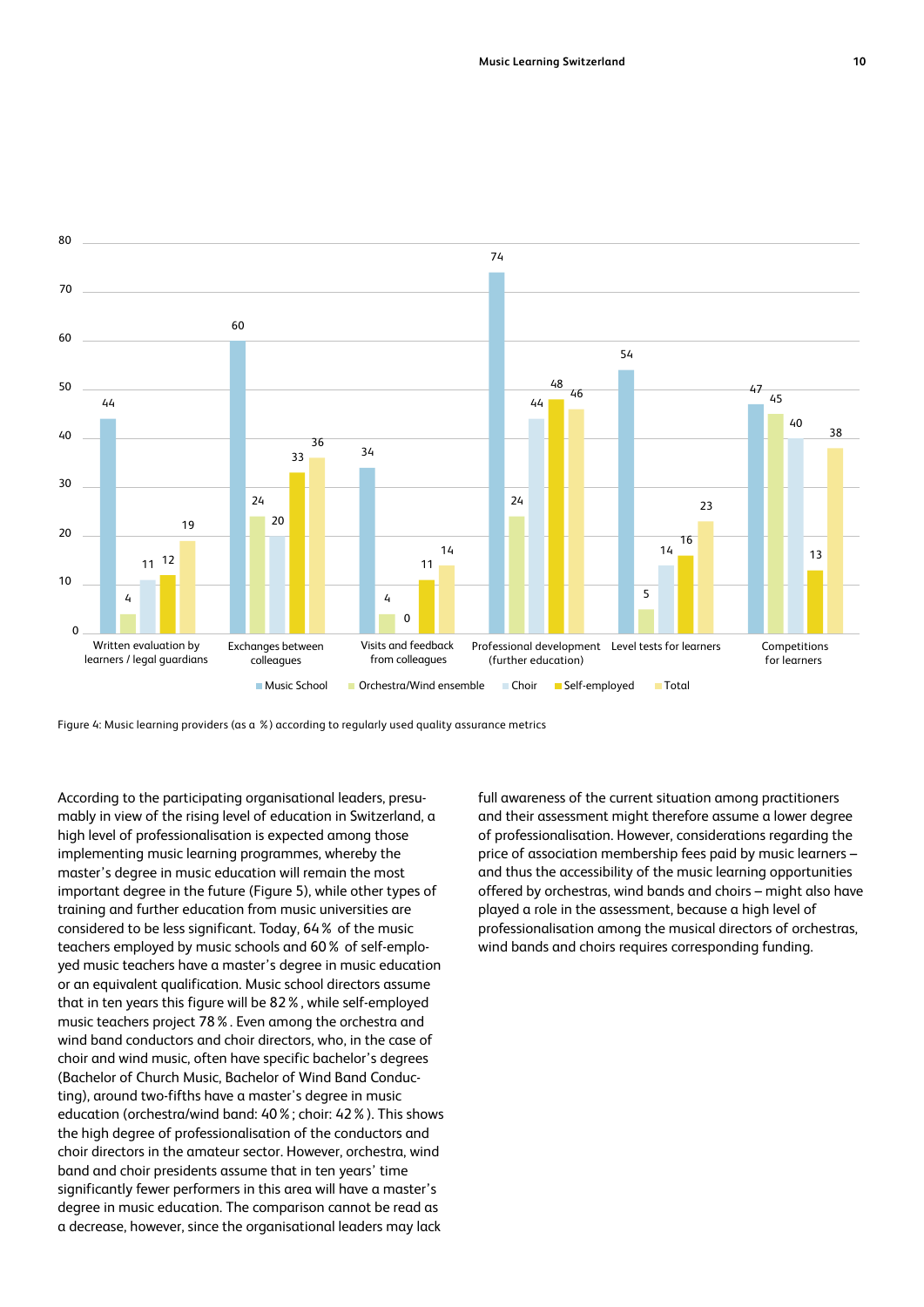| | Music School | Orchestra/Wind ensemble | Choir | Self-employed | Total |
|---|---|---|---|---|---|
| Written evaluation by learners / legal guardians | 44 | 4 | 11 | 12 | 19 |
| Exchanges between colleagues | 60 | 24 | 20 | 33 | 36 |
| Visits and feedback from colleagues | 34 | 4 | 0 | 11 | 14 |
| Professional development (further education) | 74 | 24 | 44 | 48 | 46 |
| Level tests for learners | 54 | 5 | 14 | 16 | 23 |
| Competitions for learners | 47 | 45 | 40 | 13 | 38 |

Figure 4: Music learning providers (as a %) according to regularly used quality assurance metrics

According to the participating organisational leaders, presumably in view of the rising level of education in Switzerland, a high level of professionalisation is expected among those implementing music learning programmes, whereby the master's degree in music education will remain the most important degree in the future (Figure 5), while other types of training and further education from music universities are considered to be less significant. Today, 64 % of the music teachers employed by music schools and 60 % of self-employed music teachers have a master's degree in music education or an equivalent qualification. Music school directors assume that in ten years this figure will be 82 %, while self-employed music teachers project 78 %. Even among the orchestra and wind band conductors and choir directors, who, in the case of choir and wind music, often have specific bachelor's degrees (Bachelor of Church Music, Bachelor of Wind Band Conducting), around two-fifths have a master's degree in music education (orchestra/wind band: 40 %; choir: 42 %). This shows the high degree of professionalisation of the conductors and choir directors in the amateur sector. However, orchestra, wind band and choir presidents assume that in ten years' time significantly fewer performers in this area will have a master's degree in music education. The comparison cannot be read as a decrease, however, since the organisational leaders may lack full awareness of the current situation among practitioners and their assessment might therefore assume a lower degree of professionalisation. However, considerations regarding the price of association membership fees paid by music learners – and thus the accessibility of the music learning opportunities offered by orchestras, wind bands and choirs – might also have played a role in the assessment, because a high level of professionalisation among the musical directors of orchestras, wind bands and choirs requires corresponding funding.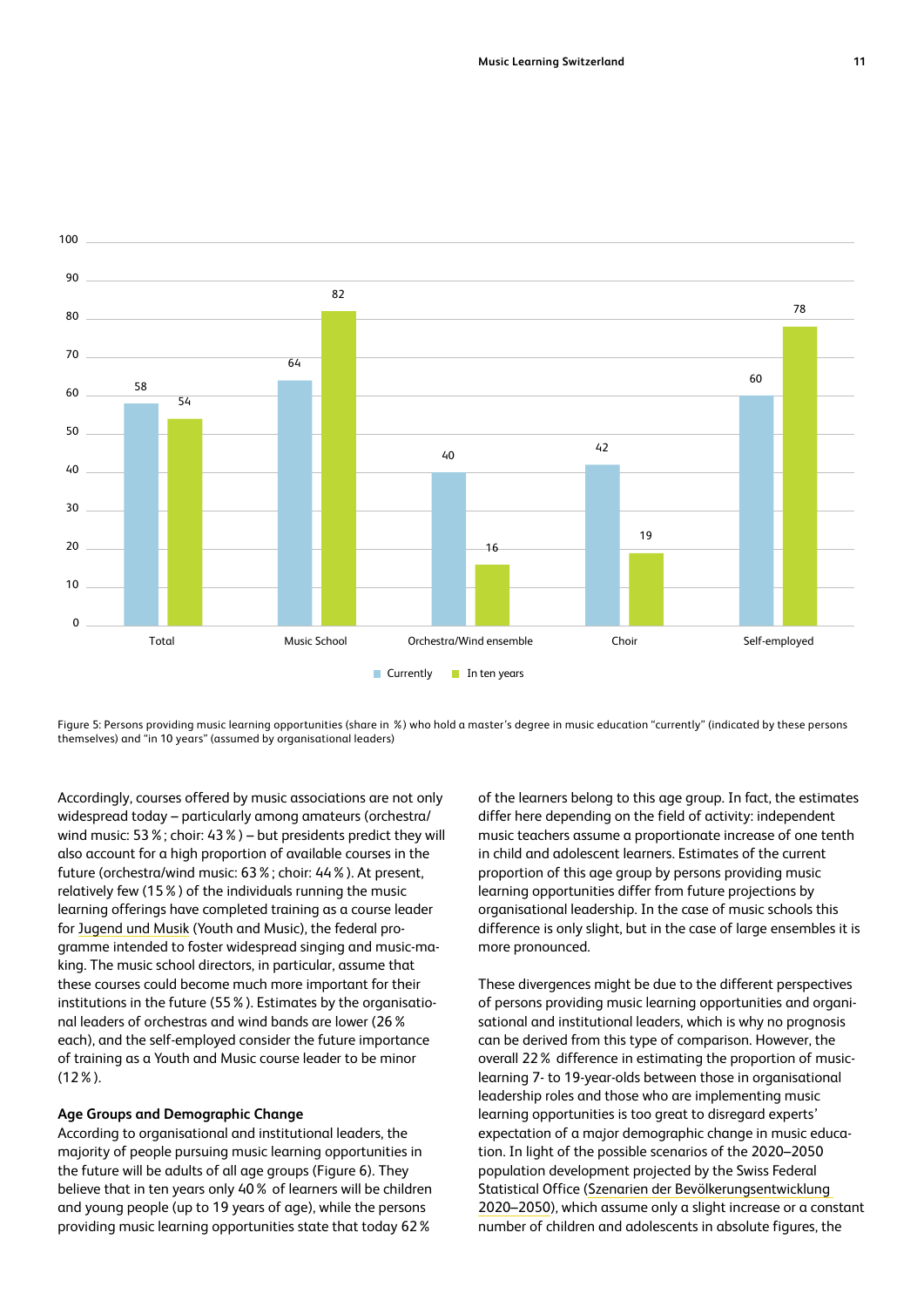| | Currently | In ten years |
|---|---|---|
| Total | 58 | 54 |
| Music School | 64 | 82 |
| Orchestra/Wind ensemble | 40 | 16 |
| Choir | 42 | 19 |
| Self-employed | 60 | 78 |

Figure 5: Persons providing music learning opportunities (share in %) who hold a master's degree in music education "currently" (indicated by these persons themselves) and "in 10 years" (assumed by organisational leaders)

Accordingly, courses offered by music associations are not only widespread today – particularly among amateurs (orchestra/wind music: 53 %; choir: 43 %) – but presidents predict they will also account for a high proportion of available courses in the future (orchestra/wind music: 63 %; choir: 44 %). At present, relatively few (15 %) of the individuals running the music learning offerings have completed training as a course leader for Jugend und Musik (Youth and Music), the federal programme intended to foster widespread singing and music-making. The music school directors, in particular, assume that these courses could become much more important for their institutions in the future (55 %). Estimates by the organisational leaders of orchestras and wind bands are lower (26 % each), and the self-employed consider the future importance of training as a Youth and Music course leader to be minor (12 %).

#### Age Groups and Demographic Change

According to organisational and institutional leaders, the majority of people pursuing music learning opportunities in the future will be adults of all age groups (Figure 6). They believe that in ten years only 40 % of learners will be children and young people (up to 19 years of age), while the persons providing music learning opportunities state that today 62 % of the learners belong to this age group. In fact, the estimates differ here depending on the field of activity: independent music teachers assume a proportionate increase of one tenth in child and adolescent learners. Estimates of the current proportion of this age group by persons providing music learning opportunities differ from future projections by organisational leadership. In the case of music schools this difference is only slight, but in the case of large ensembles it is more pronounced.

These divergences might be due to the different perspectives of persons providing music learning opportunities and organisational and institutional leaders, which is why no prognosis can be derived from this type of comparison. However, the overall 22 % difference in estimating the proportion of music-learning 7- to 19-year-olds between those in organisational leadership roles and those who are implementing music learning opportunities is too great to disregard experts' expectation of a major demographic change in music education. In light of the possible scenarios of the 2020–2050 population development projected by the Swiss Federal Statistical Office (Szenarien der Bevölkerungsentwicklung 2020–2050), which assume only a slight increase or a constant number of children and adolescents in absolute figures, the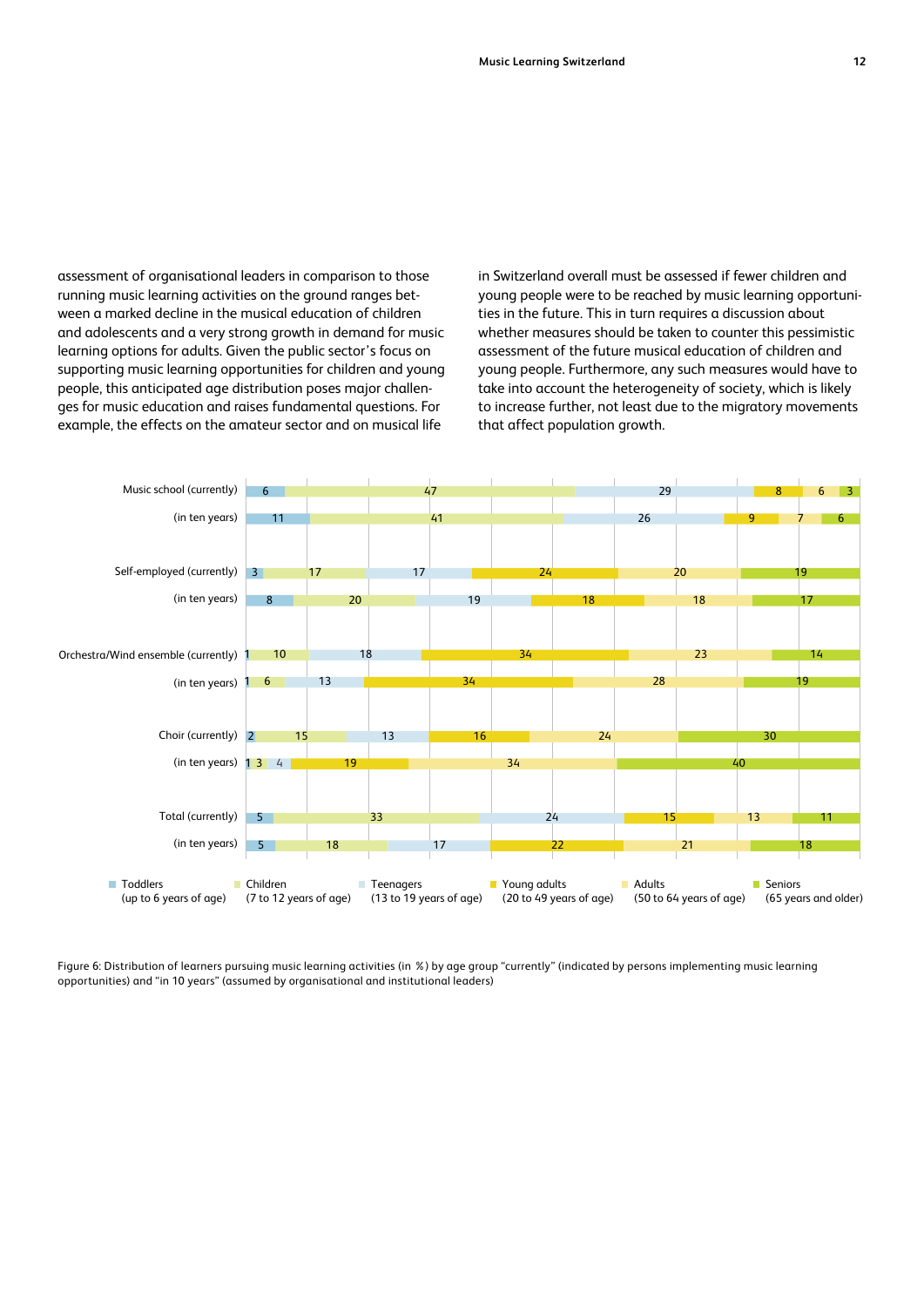assessment of organisational leaders in comparison to those running music learning activities on the ground ranges between a marked decline in the musical education of children and adolescents and a very strong growth in demand for music learning options for adults. Given the public sector's focus on supporting music learning opportunities for children and young people, this anticipated age distribution poses major challenges for music education and raises fundamental questions. For example, the effects on the amateur sector and on musical life in Switzerland overall must be assessed if fewer children and young people were to be reached by music learning opportunities in the future. This in turn requires a discussion about whether measures should be taken to counter this pessimistic assessment of the future musical education of children and young people. Furthermore, any such measures would have to take into account the heterogeneity of society, which is likely to increase further, not least due to the migratory movements that affect population growth.

| | Toddlers (up to 6 years of age) | Children (7 to 12 years of age) | Teenagers (13 to 19 years of age) | Young adults (20 to 49 years of age) | Adults (50 to 64 years of age) | Seniors (65 years and older) |
|---|---|---|---|---|---|---|
| Music school (currently) | 6 | 47 | 29 | 8 | 6 | 3 |
| (in ten years) | 11 | 41 | 26 | 9 | 7 | 6 |
| Self-employed (currently) | 3 | 17 | 17 | 24 | 20 | 19 |
| (in ten years) | 8 | 20 | 19 | 18 | 18 | 17 |
| Orchestra/Wind ensemble (currently) | 1 | 10 | 18 | 34 | 23 | 14 |
| (in ten years) | 1 | 6 | 13 | 34 | 28 | 19 |
| Choir (currently) | 2 | 15 | 13 | 16 | 24 | 30 |
| (in ten years) | 1 | 3 | 4 | 19 | 34 | 40 |
| Total (currently) | 5 | 33 | 24 | 15 | 13 | 11 |
| (in ten years) | 5 | 18 | 17 | 22 | 21 | 18 |

Figure 6: Distribution of learners pursuing music learning activities (in %) by age group "currently" (indicated by persons implementing music learning opportunities) and "in 10 years" (assumed by organisational and institutional leaders)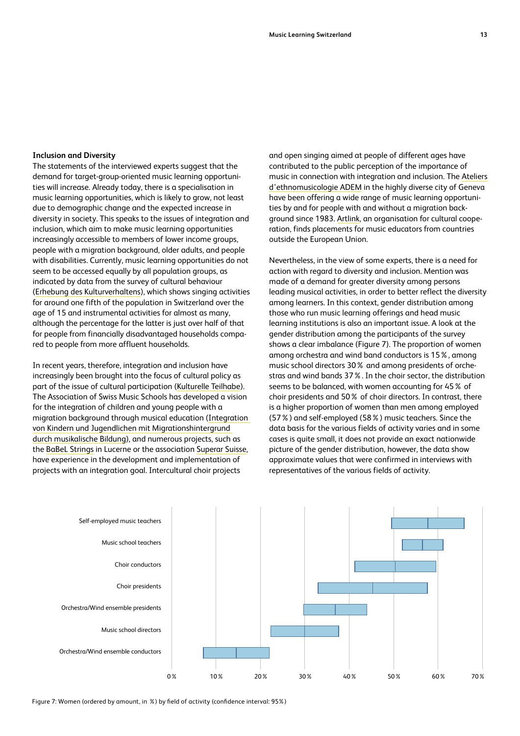### Inclusion and Diversity

The statements of the interviewed experts suggest that the demand for target-group-oriented music learning opportunities will increase. Already today, there is a specialisation in music learning opportunities, which is likely to grow, not least due to demographic change and the expected increase in diversity in society. This speaks to the issues of integration and inclusion, which aim to make music learning opportunities increasingly accessible to members of lower income groups, people with a migration background, older adults, and people with disabilities. Currently, music learning opportunities do not seem to be accessed equally by all population groups, as indicated by data from the survey of cultural behaviour (Erhebung des Kulturverhaltens), which shows singing activities for around one fifth of the population in Switzerland over the age of 15 and instrumental activities for almost as many, although the percentage for the latter is just over half of that for people from financially disadvantaged households compared to people from more affluent households.

In recent years, therefore, integration and inclusion have increasingly been brought into the focus of cultural policy as part of the issue of cultural participation (Kulturelle Teilhabe). The Association of Swiss Music Schools has developed a vision for the integration of children and young people with a migration background through musical education (Integration von Kindern und Jugendlichen mit Migrationshintergrund durch musikalische Bildung), and numerous projects, such as the BaBeL Strings in Lucerne or the association Superar Suisse, have experience in the development and implementation of projects with an integration goal. Intercultural choir projects and open singing aimed at people of different ages have contributed to the public perception of the importance of music in connection with integration and inclusion. The Ateliers d'ethnomusicologie ADEM in the highly diverse city of Geneva have been offering a wide range of music learning opportunities by and for people with and without a migration background since 1983. Artlink, an organisation for cultural cooperation, finds placements for music educators from countries outside the European Union.

Nevertheless, in the view of some experts, there is a need for action with regard to diversity and inclusion. Mention was made of a demand for greater diversity among persons leading musical activities, in order to better reflect the diversity among learners. In this context, gender distribution among those who run music learning offerings and head music learning institutions is also an important issue. A look at the gender distribution among the participants of the survey shows a clear imbalance (Figure 7). The proportion of women among orchestra and wind band conductors is 15 %, among music school directors 30 % and among presidents of orchestras and wind bands 37 %. In the choir sector, the distribution seems to be balanced, with women accounting for 45 % of choir presidents and 50 % of choir directors. In contrast, there is a higher proportion of women than men among employed (57 %) and self-employed (58 %) music teachers. Since the data basis for the various fields of activity varies and in some cases is quite small, it does not provide an exact nationwide picture of the gender distribution, however, the data show approximate values that were confirmed in interviews with representatives of the various fields of activity.

Figure 7: Women (ordered by amount, in %) by field of activity (confidence interval: 95 %)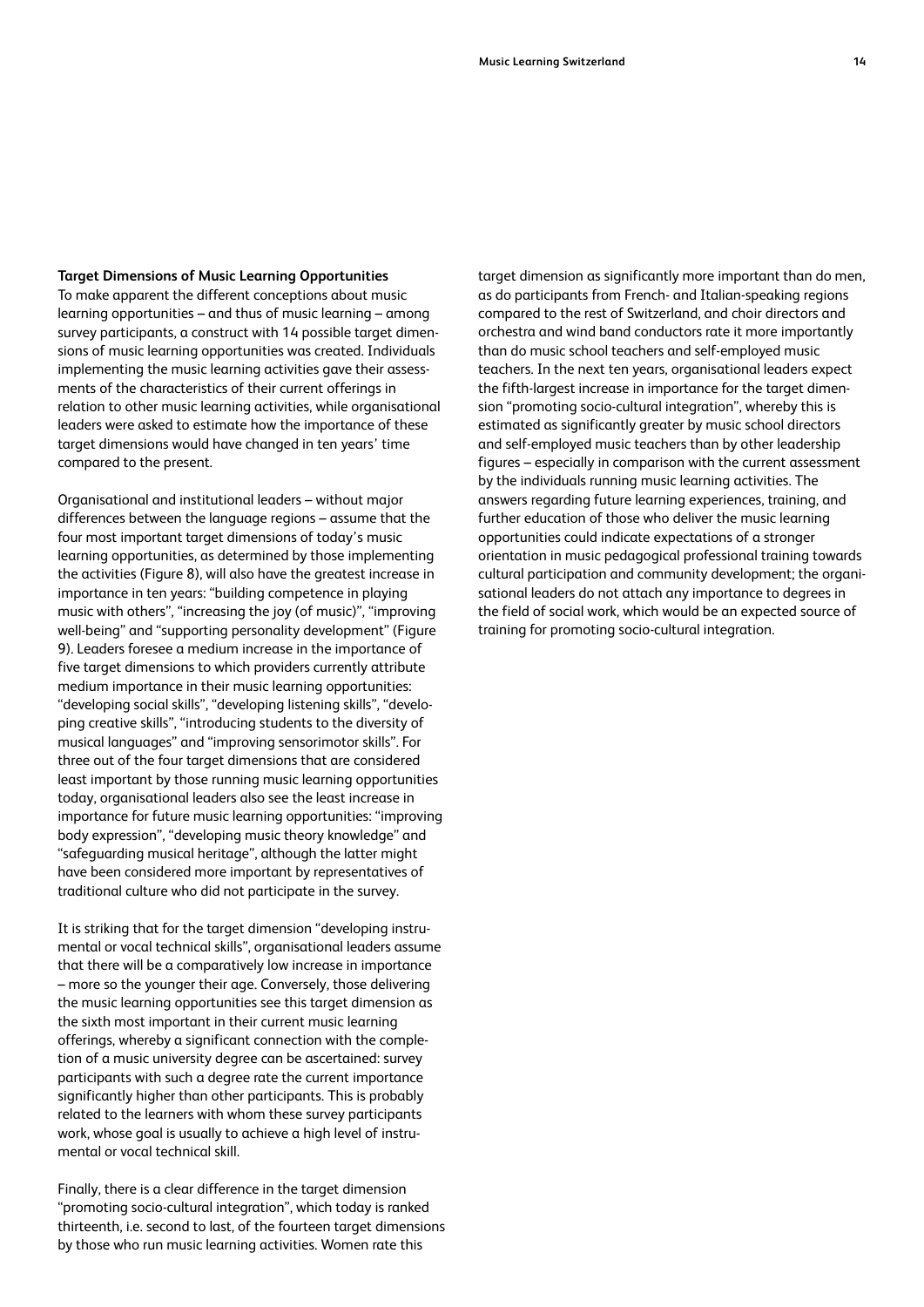**Target Dimensions of Music Learning Opportunities**

To make apparent the different conceptions about music learning opportunities – and thus of music learning – among survey participants, a construct with 14 possible target dimensions of music learning opportunities was created. Individuals implementing the music learning activities gave their assessments of the characteristics of their current offerings in relation to other music learning activities, while organisational leaders were asked to estimate how the importance of these target dimensions would have changed in ten years' time compared to the present.

Organisational and institutional leaders – without major differences between the language regions – assume that the four most important target dimensions of today's music learning opportunities, as determined by those implementing the activities (Figure 8), will also have the greatest increase in importance in ten years: "building competence in playing music with others", "increasing the joy (of music)", "improving well-being" and "supporting personality development" (Figure 9). Leaders foresee a medium increase in the importance of five target dimensions to which providers currently attribute medium importance in their music learning opportunities: "developing social skills", "developing listening skills", "developing creative skills", "introducing students to the diversity of musical languages" and "improving sensorimotor skills". For three out of the four target dimensions that are considered least important by those running music learning opportunities today, organisational leaders also see the least increase in importance for future music learning opportunities: "improving body expression", "developing music theory knowledge" and "safeguarding musical heritage", although the latter might have been considered more important by representatives of traditional culture who did not participate in the survey.

It is striking that for the target dimension "developing instrumental or vocal technical skills", organisational leaders assume that there will be a comparatively low increase in importance – more so the younger their age. Conversely, those delivering the music learning opportunities see this target dimension as the sixth most important in their current music learning offerings, whereby a significant connection with the completion of a music university degree can be ascertained: survey participants with such a degree rate the current importance significantly higher than other participants. This is probably related to the learners with whom these survey participants work, whose goal is usually to achieve a high level of instrumental or vocal technical skill.

Finally, there is a clear difference in the target dimension "promoting socio-cultural integration", which today is ranked thirteenth, i.e. second to last, of the fourteen target dimensions by those who run music learning activities. Women rate this target dimension as significantly more important than do men, as do participants from French- and Italian-speaking regions compared to the rest of Switzerland, and choir directors and orchestra and wind band conductors rate it more importantly than do music school teachers and self-employed music teachers. In the next ten years, organisational leaders expect the fifth-largest increase in importance for the target dimension "promoting socio-cultural integration", whereby this is estimated as significantly greater by music school directors and self-employed music teachers than by other leadership figures – especially in comparison with the current assessment by the individuals running music learning activities. The answers regarding future learning experiences, training, and further education of those who deliver the music learning opportunities could indicate expectations of a stronger orientation in music pedagogical professional training towards cultural participation and community development; the organisational leaders do not attach any importance to degrees in the field of social work, which would be an expected source of training for promoting socio-cultural integration.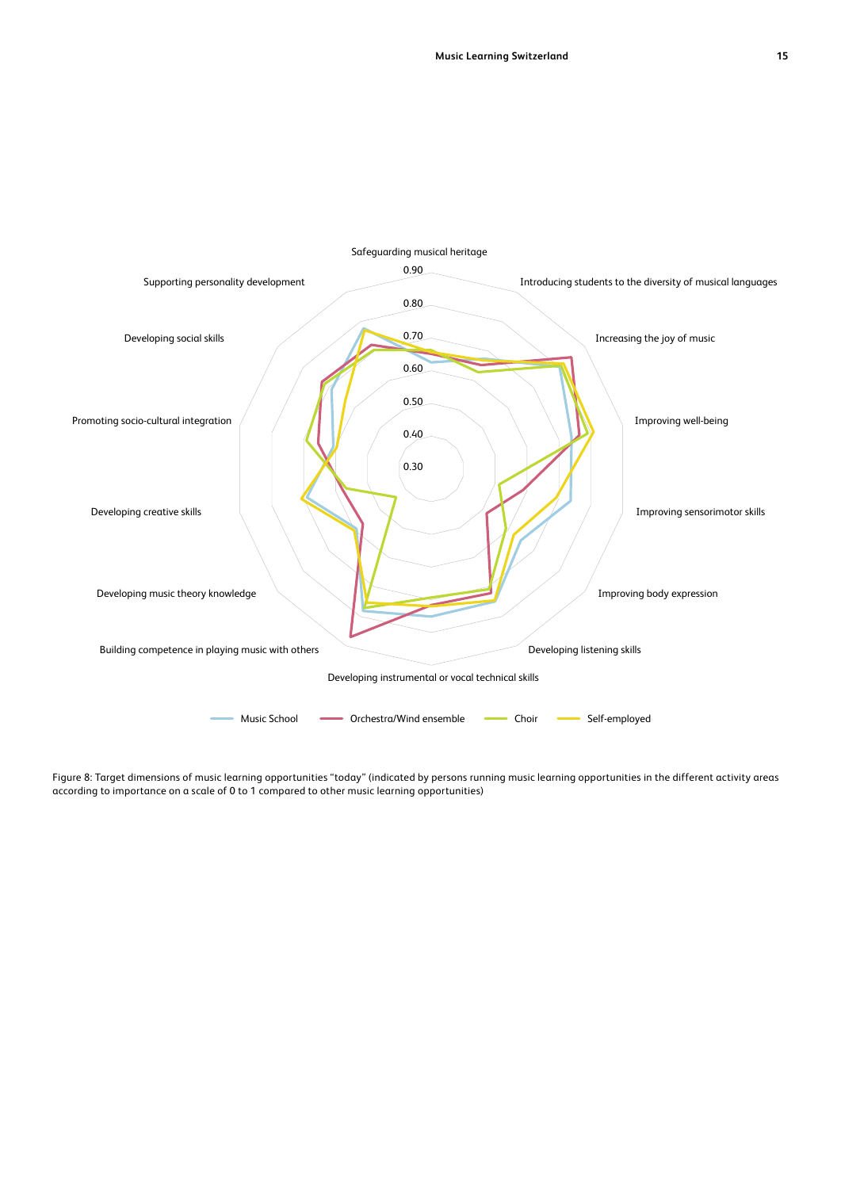Safeguarding musical heritage

Introducing students to the diversity of musical languages

Increasing the joy of music

Improving well-being

Improving sensorimotor skills

Improving body expression

Developing listening skills

Developing instrumental or vocal technical skills

Building competence in playing music with others

Developing music theory knowledge

Developing creative skills

Promoting socio-cultural integration

Developing social skills

Supporting personality development

0.90
0.80
0.70
0.60
0.50
0.40
0.30

Music School — Orchestra/Wind ensemble — Choir — Self-employed

Figure 8: Target dimensions of music learning opportunities "today" (indicated by persons running music learning opportunities in the different activity areas according to importance on a scale of 0 to 1 compared to other music learning opportunities)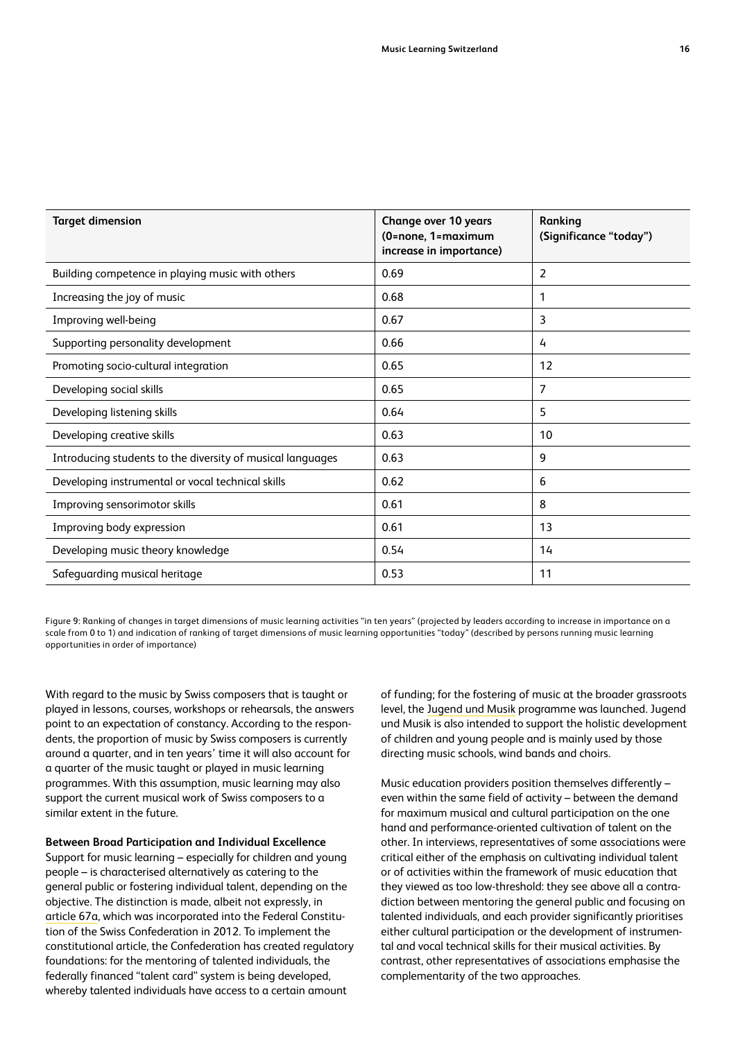| Target dimension | Change over 10 years (0=none, 1=maximum increase in importance) | Ranking (Significance "today") |
|---|---|---|
| Building competence in playing music with others | 0.69 | 2 |
| Increasing the joy of music | 0.68 | 1 |
| Improving well-being | 0.67 | 3 |
| Supporting personality development | 0.66 | 4 |
| Promoting socio-cultural integration | 0.65 | 12 |
| Developing social skills | 0.65 | 7 |
| Developing listening skills | 0.64 | 5 |
| Developing creative skills | 0.63 | 10 |
| Introducing students to the diversity of musical languages | 0.63 | 9 |
| Developing instrumental or vocal technical skills | 0.62 | 6 |
| Improving sensorimotor skills | 0.61 | 8 |
| Improving body expression | 0.61 | 13 |
| Developing music theory knowledge | 0.54 | 14 |
| Safeguarding musical heritage | 0.53 | 11 |

Figure 9: Ranking of changes in target dimensions of music learning activities "in ten years" (projected by leaders according to increase in importance on a scale from 0 to 1) and indication of ranking of target dimensions of music learning opportunities "today" (described by persons running music learning opportunities in order of importance)

With regard to the music by Swiss composers that is taught or played in lessons, courses, workshops or rehearsals, the answers point to an expectation of constancy. According to the respondents, the proportion of music by Swiss composers is currently around a quarter, and in ten years' time it will also account for a quarter of the music taught or played in music learning programmes. With this assumption, music learning may also support the current musical work of Swiss composers to a similar extent in the future.

**Between Broad Participation and Individual Excellence**

Support for music learning – especially for children and young people – is characterised alternatively as catering to the general public or fostering individual talent, depending on the objective. The distinction is made, albeit not expressly, in article 67a, which was incorporated into the Federal Constitution of the Swiss Confederation in 2012. To implement the constitutional article, the Confederation has created regulatory foundations: for the mentoring of talented individuals, the federally financed "talent card" system is being developed, whereby talented individuals have access to a certain amount of funding; for the fostering of music at the broader grassroots level, the Jugend und Musik programme was launched. Jugend und Musik is also intended to support the holistic development of children and young people and is mainly used by those directing music schools, wind bands and choirs.

Music education providers position themselves differently – even within the same field of activity – between the demand for maximum musical and cultural participation on the one hand and performance-oriented cultivation of talent on the other. In interviews, representatives of some associations were critical either of the emphasis on cultivating individual talent or of activities within the framework of music education that they viewed as too low-threshold: they see above all a contradiction between mentoring the general public and focusing on talented individuals, and each provider significantly prioritises either cultural participation or the development of instrumental and vocal technical skills for their musical activities. By contrast, other representatives of associations emphasise the complementarity of the two approaches.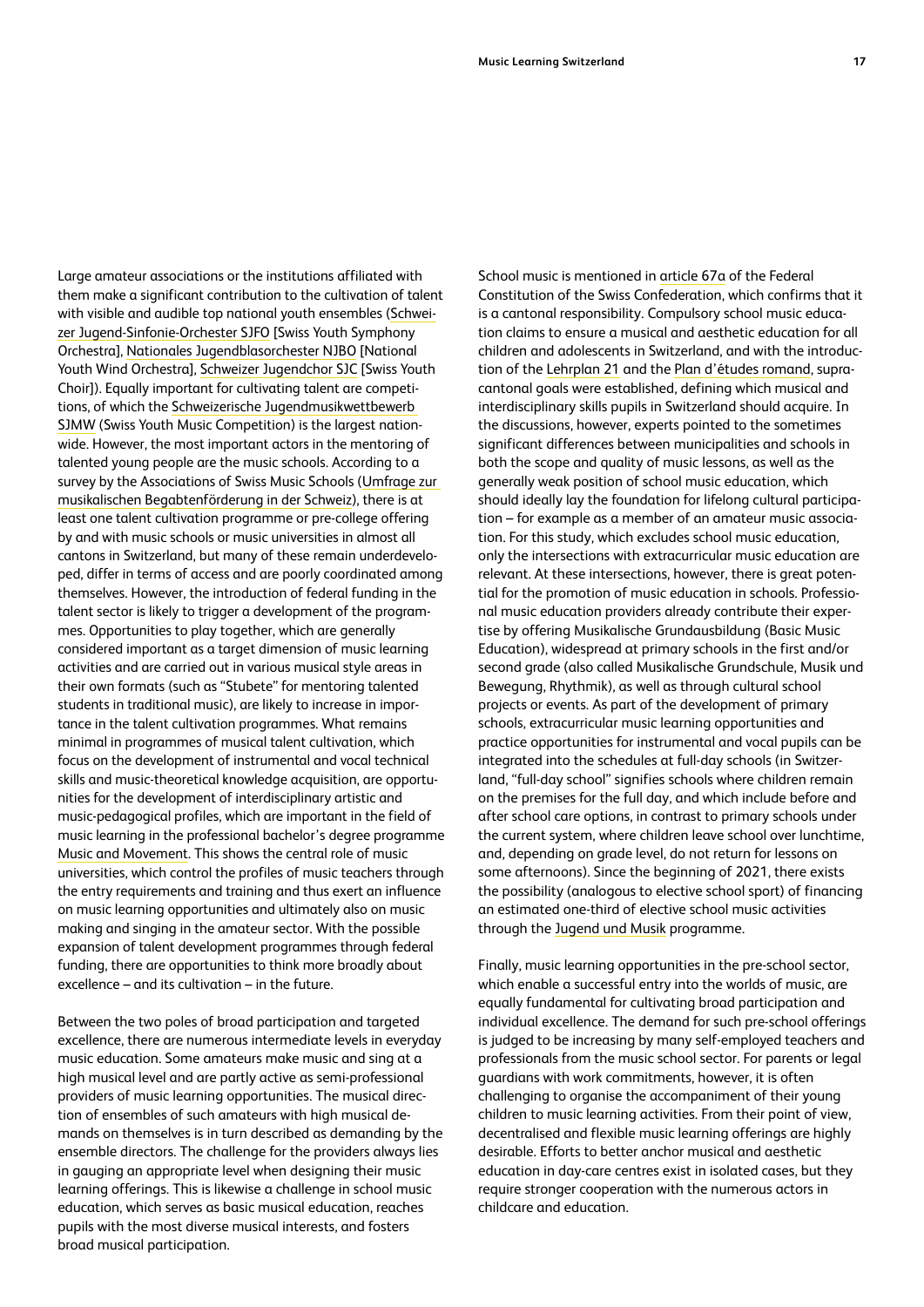Large amateur associations or the institutions affiliated with them make a significant contribution to the cultivation of talent with visible and audible top national youth ensembles (Schweizer Jugend-Sinfonie-Orchester SJFO [Swiss Youth Symphony Orchestra], Nationales Jugendblasorchester NJBO [National Youth Wind Orchestra], Schweizer Jugendchor SJC [Swiss Youth Choir]). Equally important for cultivating talent are competitions, of which the Schweizerische Jugendmusikwettbewerb SJMW (Swiss Youth Music Competition) is the largest nationwide. However, the most important actors in the mentoring of talented young people are the music schools. According to a survey by the Associations of Swiss Music Schools (Umfrage zur musikalischen Begabtenförderung in der Schweiz), there is at least one talent cultivation programme or pre-college offering by and with music schools or music universities in almost all cantons in Switzerland, but many of these remain underdeveloped, differ in terms of access and are poorly coordinated among themselves. However, the introduction of federal funding in the talent sector is likely to trigger a development of the programmes. Opportunities to play together, which are generally considered important as a target dimension of music learning activities and are carried out in various musical style areas in their own formats (such as "Stubete" for mentoring talented students in traditional music), are likely to increase in importance in the talent cultivation programmes. What remains minimal in programmes of musical talent cultivation, which focus on the development of instrumental and vocal technical skills and music-theoretical knowledge acquisition, are opportunities for the development of interdisciplinary artistic and music-pedagogical profiles, which are important in the field of music learning in the professional bachelor's degree programme Music and Movement. This shows the central role of music universities, which control the profiles of music teachers through the entry requirements and training and thus exert an influence on music learning opportunities and ultimately also on music making and singing in the amateur sector. With the possible expansion of talent development programmes through federal funding, there are opportunities to think more broadly about excellence – and its cultivation – in the future.

Between the two poles of broad participation and targeted excellence, there are numerous intermediate levels in everyday music education. Some amateurs make music and sing at a high musical level and are partly active as semi-professional providers of music learning opportunities. The musical direction of ensembles of such amateurs with high musical demands on themselves is in turn described as demanding by the ensemble directors. The challenge for the providers always lies in gauging an appropriate level when designing their music learning offerings. This is likewise a challenge in school music education, which serves as basic musical education, reaches pupils with the most diverse musical interests, and fosters broad musical participation.

School music is mentioned in article 67a of the Federal Constitution of the Swiss Confederation, which confirms that it is a cantonal responsibility. Compulsory school music education claims to ensure a musical and aesthetic education for all children and adolescents in Switzerland, and with the introduction of the Lehrplan 21 and the Plan d'études romand, supracantonal goals were established, defining which musical and interdisciplinary skills pupils in Switzerland should acquire. In the discussions, however, experts pointed to the sometimes significant differences between municipalities and schools in both the scope and quality of music lessons, as well as the generally weak position of school music education, which should ideally lay the foundation for lifelong cultural participation – for example as a member of an amateur music association. For this study, which excludes school music education, only the intersections with extracurricular music education are relevant. At these intersections, however, there is great potential for the promotion of music education in schools. Professional music education providers already contribute their expertise by offering Musikalische Grundausbildung (Basic Music Education), widespread at primary schools in the first and/or second grade (also called Musikalische Grundschule, Musik und Bewegung, Rhythmik), as well as through cultural school projects or events. As part of the development of primary schools, extracurricular music learning opportunities and practice opportunities for instrumental and vocal pupils can be integrated into the schedules at full-day schools (in Switzerland, "full-day school" signifies schools where children remain on the premises for the full day, and which include before and after school care options, in contrast to primary schools under the current system, where children leave school over lunchtime, and, depending on grade level, do not return for lessons on some afternoons). Since the beginning of 2021, there exists the possibility (analogous to elective school sport) of financing an estimated one-third of elective school music activities through the Jugend und Musik programme.

Finally, music learning opportunities in the pre-school sector, which enable a successful entry into the worlds of music, are equally fundamental for cultivating broad participation and individual excellence. The demand for such pre-school offerings is judged to be increasing by many self-employed teachers and professionals from the music school sector. For parents or legal guardians with work commitments, however, it is often challenging to organise the accompaniment of their young children to music learning activities. From their point of view, decentralised and flexible music learning offerings are highly desirable. Efforts to better anchor musical and aesthetic education in day-care centres exist in isolated cases, but they require stronger cooperation with the numerous actors in childcare and education.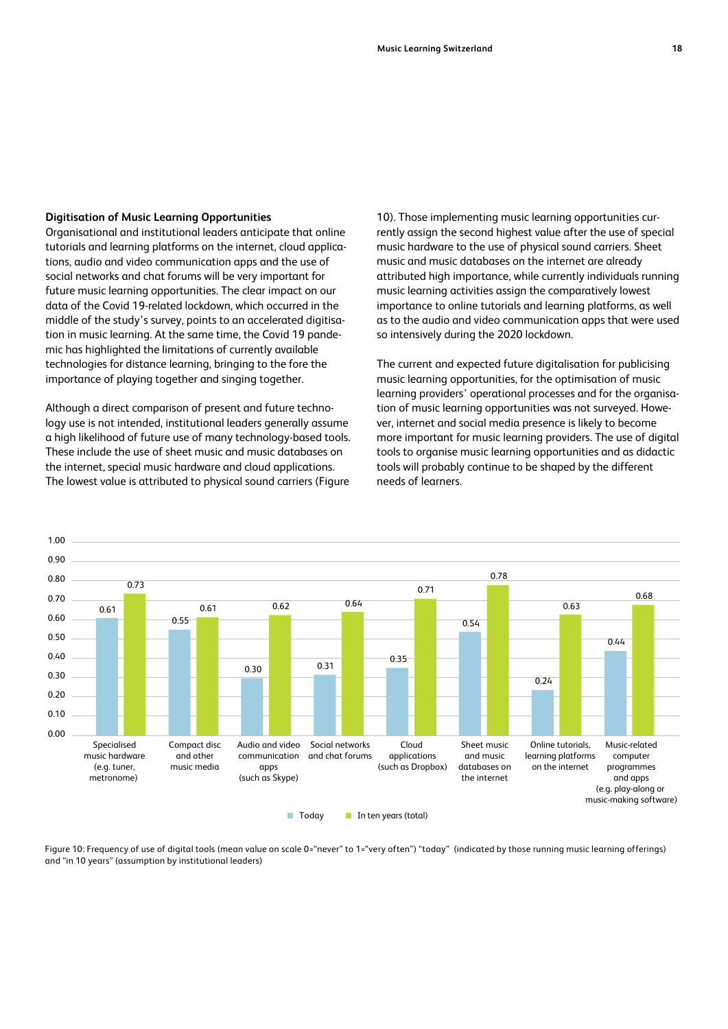### Digitisation of Music Learning Opportunities

Organisational and institutional leaders anticipate that online tutorials and learning platforms on the internet, cloud applications, audio and video communication apps and the use of social networks and chat forums will be very important for future music learning opportunities. The clear impact on our data of the Covid 19-related lockdown, which occurred in the middle of the study's survey, points to an accelerated digitisation in music learning. At the same time, the Covid 19 pandemic has highlighted the limitations of currently available technologies for distance learning, bringing to the fore the importance of playing together and singing together.

Although a direct comparison of present and future technology use is not intended, institutional leaders generally assume a high likelihood of future use of many technology-based tools. These include the use of sheet music and music databases on the internet, special music hardware and cloud applications. The lowest value is attributed to physical sound carriers (Figure 10). Those implementing music learning opportunities currently assign the second highest value after the use of special music hardware to the use of physical sound carriers. Sheet music and music databases on the internet are already attributed high importance, while currently individuals running music learning activities assign the comparatively lowest importance to online tutorials and learning platforms, as well as to the audio and video communication apps that were used so intensively during the 2020 lockdown.

The current and expected future digitalisation for publicising music learning opportunities, for the optimisation of music learning providers' operational processes and for the organisation of music learning opportunities was not surveyed. However, internet and social media presence is likely to become more important for music learning providers. The use of digital tools to organise music learning opportunities and as didactic tools will probably continue to be shaped by the different needs of learners.

| | Today | In ten years (total) |
|---|---|---|
| Specialised music hardware (e.g. tuner, metronome) | 0.61 | 0.73 |
| Compact disc and other music media | 0.55 | 0.61 |
| Audio and video communication apps (such as Skype) | 0.30 | 0.62 |
| Social networks and chat forums | 0.31 | 0.64 |
| Cloud applications (such as Dropbox) | 0.35 | 0.71 |
| Sheet music and music databases on the internet | 0.54 | 0.78 |
| Online tutorials, learning platforms on the internet | 0.24 | 0.63 |
| Music-related computer programmes and apps (e.g. play-along or music-making software) | 0.44 | 0.68 |

Figure 10: Frequency of use of digital tools (mean value on scale 0="never" to 1="very often") "today" (indicated by those running music learning offerings) and "in 10 years" (assumption by institutional leaders)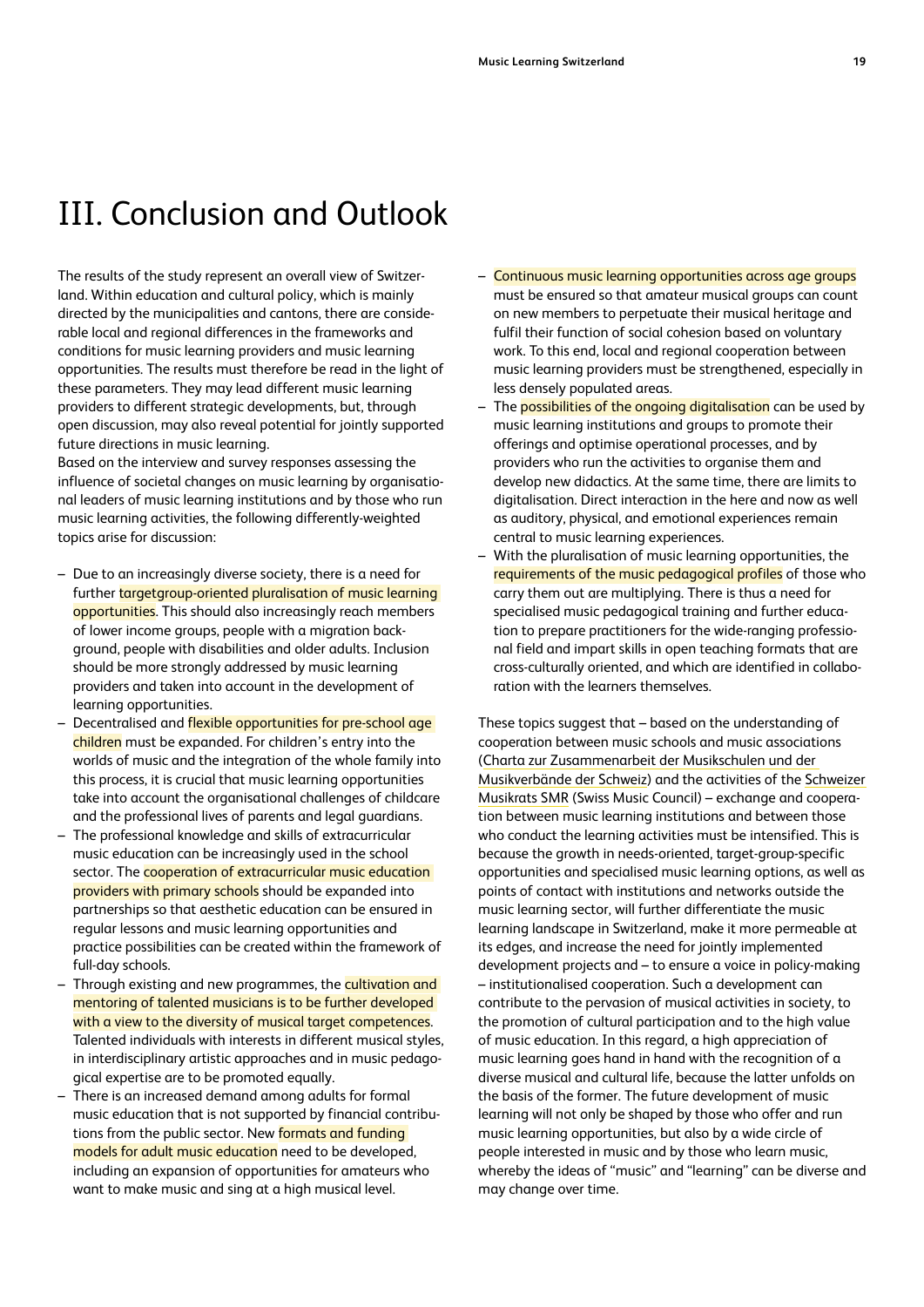# III. Conclusion and Outlook

The results of the study represent an overall view of Switzerland. Within education and cultural policy, which is mainly directed by the municipalities and cantons, there are considerable local and regional differences in the frameworks and conditions for music learning providers and music learning opportunities. The results must therefore be read in the light of these parameters. They may lead different music learning providers to different strategic developments, but, through open discussion, may also reveal potential for jointly supported future directions in music learning.
Based on the interview and survey responses assessing the influence of societal changes on music learning by organisational leaders of music learning institutions and by those who run music learning activities, the following differently-weighted topics arise for discussion:

- Due to an increasingly diverse society, there is a need for further targetgroup-oriented pluralisation of music learning opportunities. This should also increasingly reach members of lower income groups, people with a migration background, people with disabilities and older adults. Inclusion should be more strongly addressed by music learning providers and taken into account in the development of learning opportunities.
- Decentralised and flexible opportunities for pre-school age children must be expanded. For children's entry into the worlds of music and the integration of the whole family into this process, it is crucial that music learning opportunities take into account the organisational challenges of childcare and the professional lives of parents and legal guardians.
- The professional knowledge and skills of extracurricular music education can be increasingly used in the school sector. The cooperation of extracurricular music education providers with primary schools should be expanded into partnerships so that aesthetic education can be ensured in regular lessons and music learning opportunities and practice possibilities can be created within the framework of full-day schools.
- Through existing and new programmes, the cultivation and mentoring of talented musicians is to be further developed with a view to the diversity of musical target competences. Talented individuals with interests in different musical styles, in interdisciplinary artistic approaches and in music pedagogical expertise are to be promoted equally.
- There is an increased demand among adults for formal music education that is not supported by financial contributions from the public sector. New formats and funding models for adult music education need to be developed, including an expansion of opportunities for amateurs who want to make music and sing at a high musical level.
- Continuous music learning opportunities across age groups must be ensured so that amateur musical groups can count on new members to perpetuate their musical heritage and fulfil their function of social cohesion based on voluntary work. To this end, local and regional cooperation between music learning providers must be strengthened, especially in less densely populated areas.
- The possibilities of the ongoing digitalisation can be used by music learning institutions and groups to promote their offerings and optimise operational processes, and by providers who run the activities to organise them and develop new didactics. At the same time, there are limits to digitalisation. Direct interaction in the here and now as well as auditory, physical, and emotional experiences remain central to music learning experiences.
- With the pluralisation of music learning opportunities, the requirements of the music pedagogical profiles of those who carry them out are multiplying. There is thus a need for specialised music pedagogical training and further education to prepare practitioners for the wide-ranging professional field and impart skills in open teaching formats that are cross-culturally oriented, and which are identified in collaboration with the learners themselves.

These topics suggest that – based on the understanding of cooperation between music schools and music associations (Charta zur Zusammenarbeit der Musikschulen und der Musikverbände der Schweiz) and the activities of the Schweizer Musikrats SMR (Swiss Music Council) – exchange and cooperation between music learning institutions and between those who conduct the learning activities must be intensified. This is because the growth in needs-oriented, target-group-specific opportunities and specialised music learning options, as well as points of contact with institutions and networks outside the music learning sector, will further differentiate the music learning landscape in Switzerland, make it more permeable at its edges, and increase the need for jointly implemented development projects and – to ensure a voice in policy-making – institutionalised cooperation. Such a development can contribute to the pervasion of musical activities in society, to the promotion of cultural participation and to the high value of music education. In this regard, a high appreciation of music learning goes hand in hand with the recognition of a diverse musical and cultural life, because the latter unfolds on the basis of the former. The future development of music learning will not only be shaped by those who offer and run music learning opportunities, but also by a wide circle of people interested in music and by those who learn music, whereby the ideas of "music" and "learning" can be diverse and may change over time.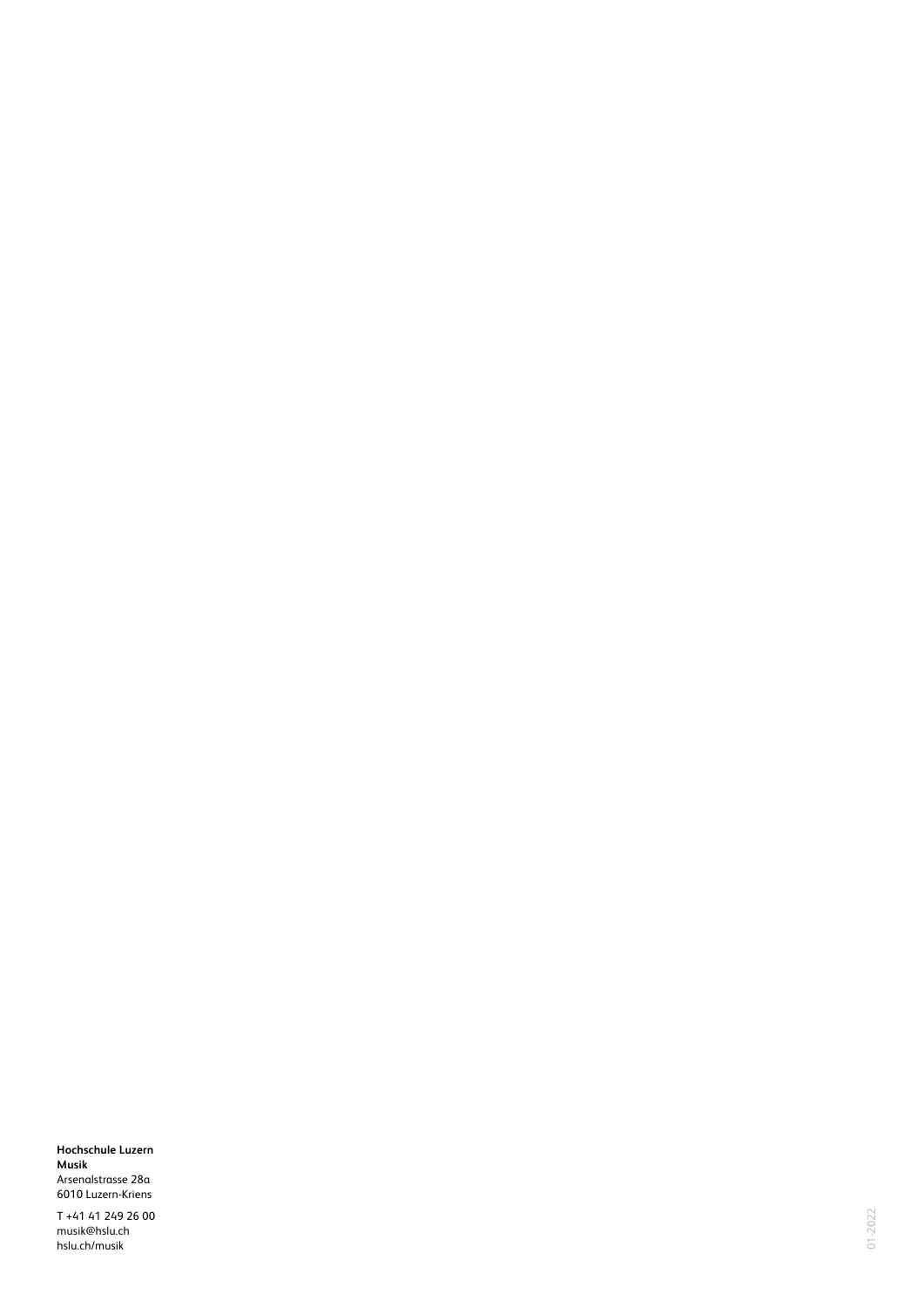**Hochschule Luzern**
**Musik**
Arsenalstrasse 28a
6010 Luzern-Kriens

T +41 41 249 26 00
musik@hslu.ch
hslu.ch/musik

01-2022